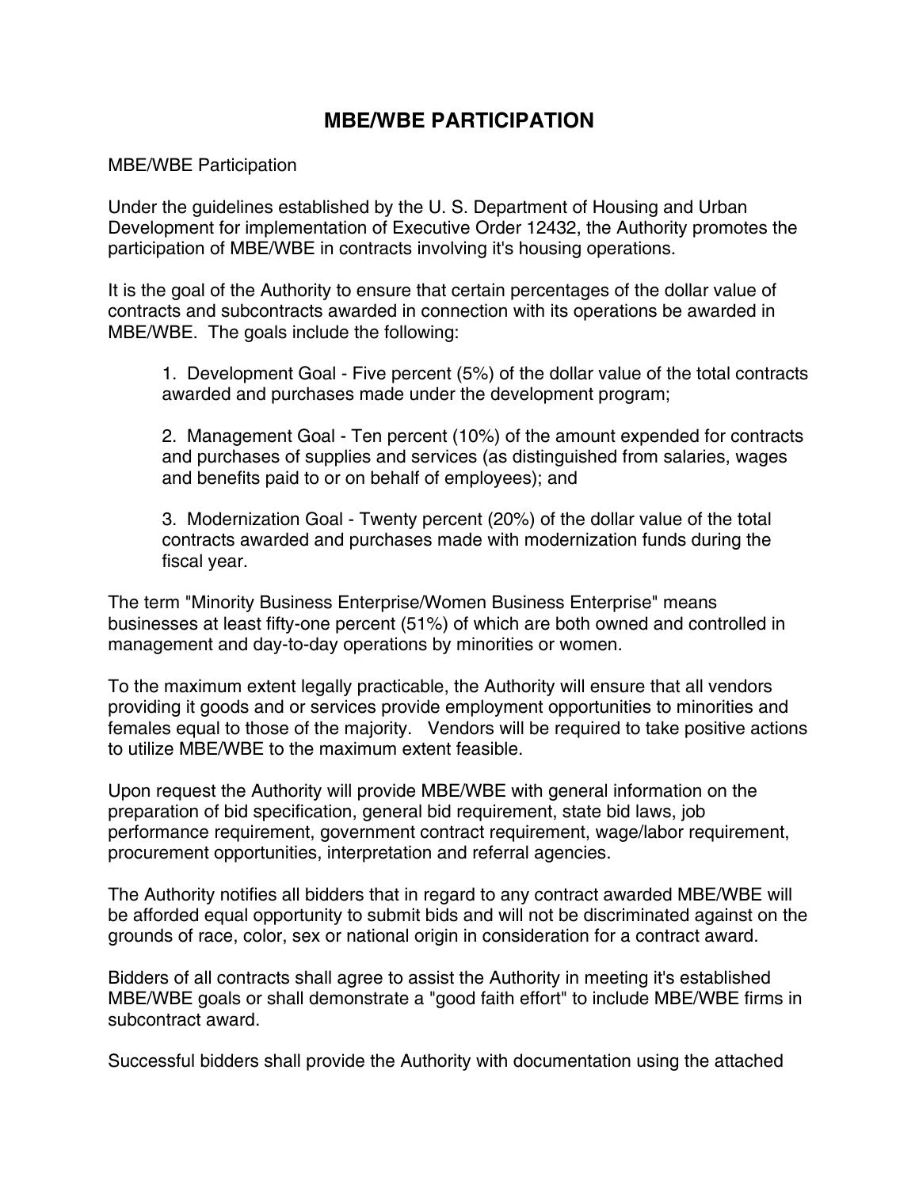# MBE/WBE PARTICIPATION

MBE/WBE Participation

Under the guidelines established by the U. S. Department of Housing and Urban Development for implementation of Executive Order 12432, the Authority promotes the participation of MBE/WBE in contracts involving it's housing operations.

It is the goal of the Authority to ensure that certain percentages of the dollar value of contracts and subcontracts awarded in connection with its operations be awarded in MBE/WBE. The goals include the following:

1. Development Goal - Five percent (5%) of the dollar value of the total contracts awarded and purchases made under the development program;

2. Management Goal - Ten percent (10%) of the amount expended for contracts and purchases of supplies and services (as distinguished from salaries, wages and benefits paid to or on behalf of employees); and

3. Modernization Goal - Twenty percent (20%) of the dollar value of the total contracts awarded and purchases made with modernization funds during the fiscal year.

The term "Minority Business Enterprise/Women Business Enterprise" means businesses at least fifty-one percent (51%) of which are both owned and controlled in management and day-to-day operations by minorities or women.

To the maximum extent legally practicable, the Authority will ensure that all vendors providing it goods and or services provide employment opportunities to minorities and females equal to those of the majority. Vendors will be required to take positive actions to utilize MBE/WBE to the maximum extent feasible.

Upon request the Authority will provide MBE/WBE with general information on the preparation of bid specification, general bid requirement, state bid laws, job performance requirement, government contract requirement, wage/labor requirement, procurement opportunities, interpretation and referral agencies.

The Authority notifies all bidders that in regard to any contract awarded MBE/WBE will be afforded equal opportunity to submit bids and will not be discriminated against on the grounds of race, color, sex or national origin in consideration for a contract award.

Bidders of all contracts shall agree to assist the Authority in meeting it's established MBE/WBE goals or shall demonstrate a "good faith effort" to include MBE/WBE firms in subcontract award.

Successful bidders shall provide the Authority with documentation using the attached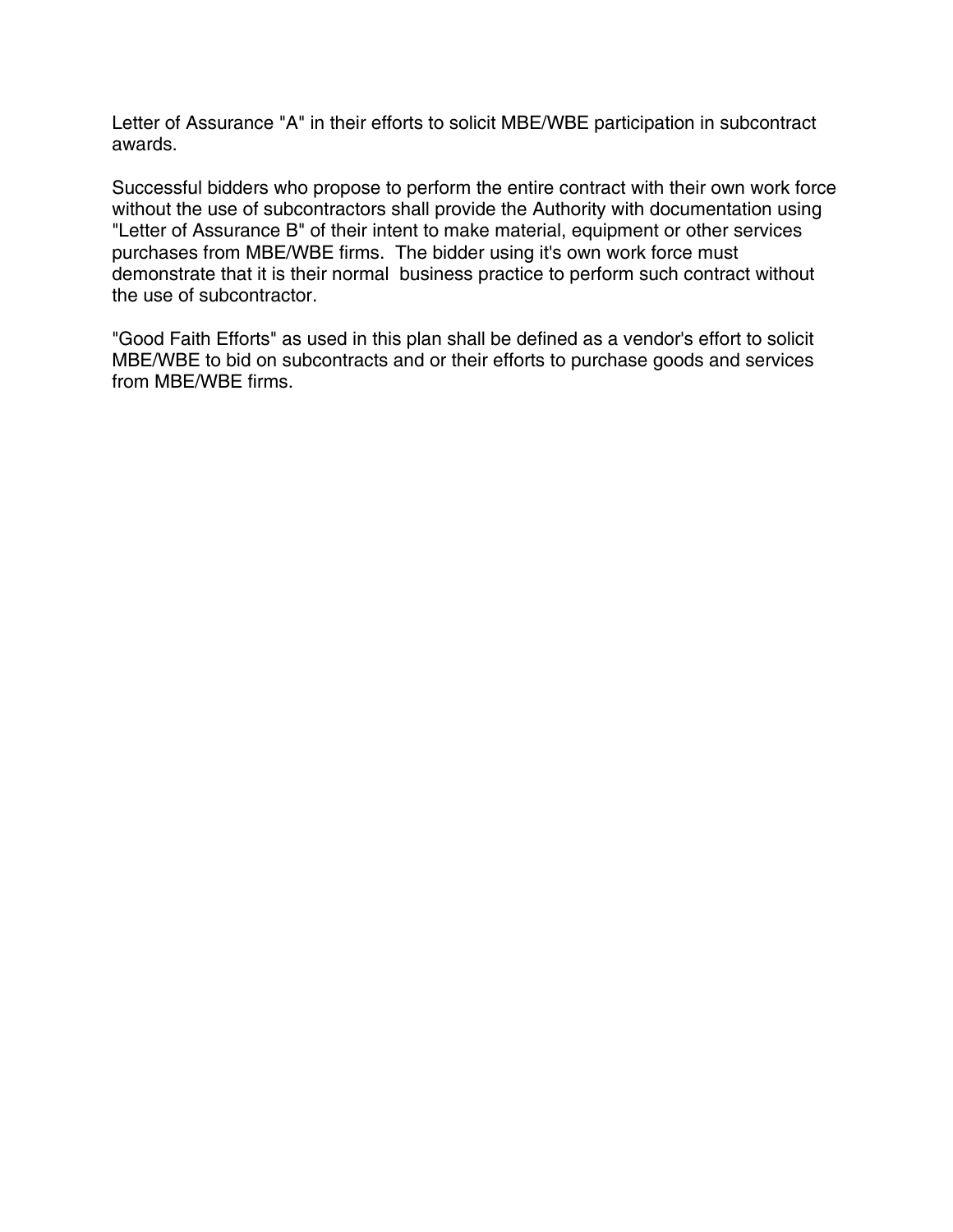Letter of Assurance "A" in their efforts to solicit MBE/WBE participation in subcontract awards.

Successful bidders who propose to perform the entire contract with their own work force without the use of subcontractors shall provide the Authority with documentation using "Letter of Assurance B" of their intent to make material, equipment or other services purchases from MBE/WBE firms. The bidder using it's own work force must demonstrate that it is their normal business practice to perform such contract without the use of subcontractor.

"Good Faith Efforts" as used in this plan shall be defined as a vendor's effort to solicit MBE/WBE to bid on subcontracts and or their efforts to purchase goods and services from MBE/WBE firms.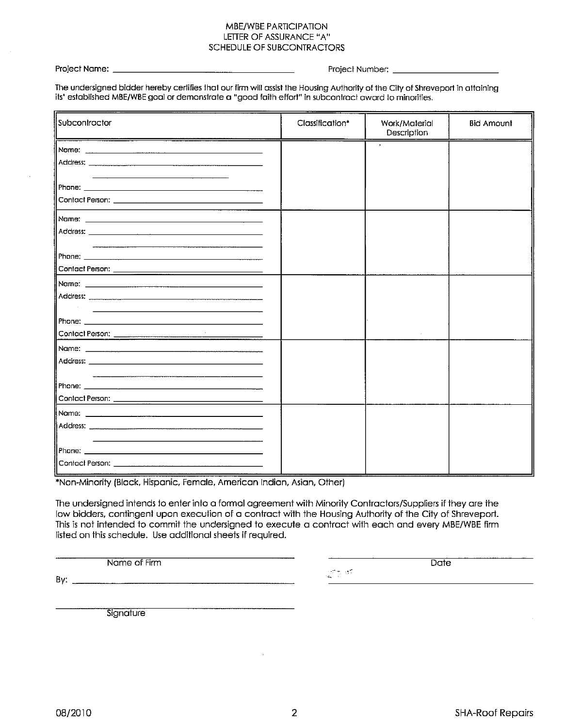# MBE/WBE PARTICIPATION
## LETTER OF ASSURANCE "A"
## SCHEDULE OF SUBCONTRACTORS

Project Name: ______________________________ Project Number: ____________________

The undersigned bidder hereby certifies that our firm will assist the Housing Authority of the City of Shreveport in attaining its' established MBE/WBE goal or demonstrate a "good faith effort" in subcontract award to minorities.

| Subcontractor | Classification* | Work/Material Description | Bid Amount |
| --- | --- | --- | --- |
| Name: ____________ Address: ____________ ____________ Phone: ____________ Contact Person: ____________ | | | |
| Name: ____________ Address: ____________ ____________ Phone: ____________ Contact Person: ____________ | | | |
| Name: ____________ Address: ____________ ____________ Phone: ____________ Contact Person: ____________ | | | |
| Name: ____________ Address: ____________ ____________ Phone: ____________ Contact Person: ____________ | | | |
| Name: ____________ Address: ____________ ____________ Phone: ____________ Contact Person: ____________ | | | |

*Non-Minority (Black, Hispanic, Female, American Indian, Asian, Other)

The undersigned intends to enter into a formal agreement with Minority Contractors/Suppliers if they are the low bidders, contingent upon execution of a contract with the Housing Authority of the City of Shreveport. This is not intended to commit the undersigned to execute a contract with each and every MBE/WBE firm listed on this schedule. Use additional sheets if required.

______________________________
Name of Firm

By: ______________________________

______________________________
Signature

______________________________
Date

______________________________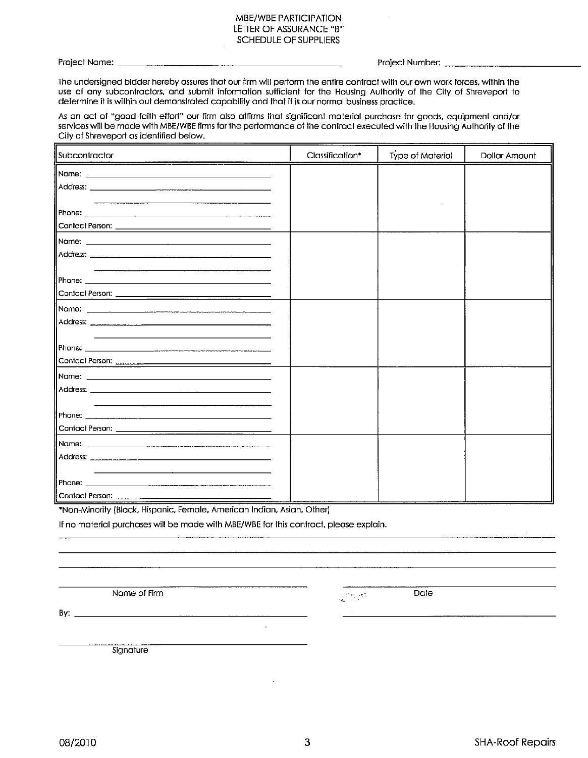# MBE/WBE PARTICIPATION
## LETTER OF ASSURANCE "B"
## SCHEDULE OF SUPPLIERS

Project Name: ______________________________ Project Number: ______________________

The undersigned bidder hereby assures that our firm will perform the entire contract with our own work forces, within the use of any subcontractors, and submit information sufficient for the Housing Authority of the City of Shreveport to determine it is within out demonstrated capability and that it is our normal business practice.

As an act of "good faith effort" our firm also affirms that significant material purchase for goods, equipment and/or services will be made with MBE/WBE firms for the performance of the contract executed with the Housing Authority of the City of Shreveport as identified below.

| Subcontractor | Classification* | Type of Material | Dollar Amount |
|---|---|---|---|
| Name: ____________<br>Address: ____________<br>____________<br>Phone: ____________<br>Contact Person: ____________ | | | |
| Name: ____________<br>Address: ____________<br>____________<br>Phone: ____________<br>Contact Person: ____________ | | | |
| Name: ____________<br>Address: ____________<br>____________<br>Phone: ____________<br>Contact Person: ____________ | | | |
| Name: ____________<br>Address: ____________<br>____________<br>Phone: ____________<br>Contact Person: ____________ | | | |
| Name: ____________<br>Address: ____________<br>____________<br>Phone: ____________<br>Contact Person: ____________ | | | |

*Non-Minority (Black, Hispanic, Female, American Indian, Asian, Other)

If no material purchases will be made with MBE/WBE for this contract, please explain.

______________________________________________________________________

______________________________________________________________________

______________________________________________________________________

______________________________ ______________________________

Name of Firm Date

By: ______________________________

______________________________

Signature